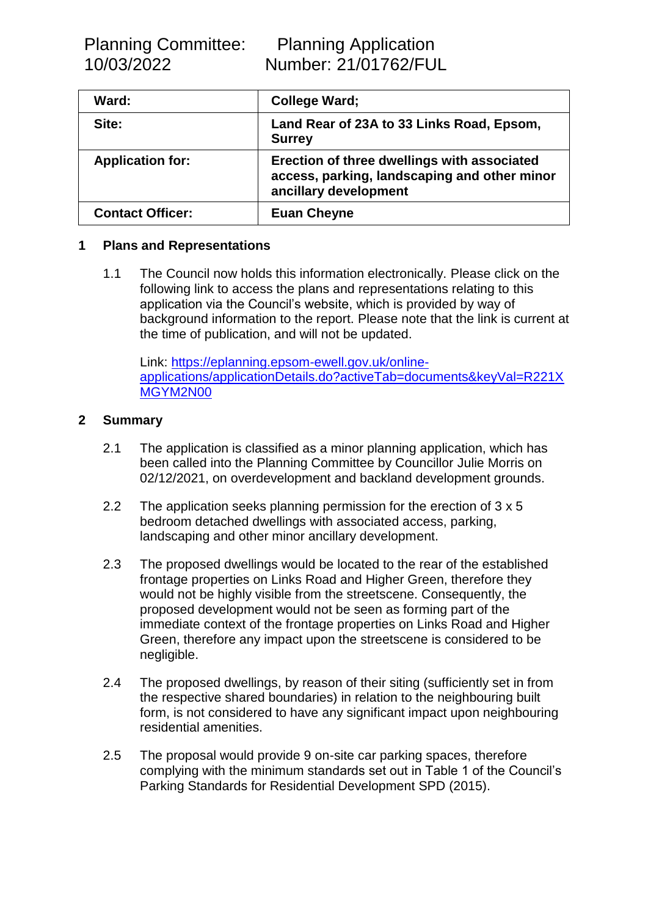Planning Committee: 10/03/2022

Planning Application Number: 21/01762/FUL

| Ward: | College Ward; |
|---|---|
| **Site:** | **Land Rear of 23A to 33 Links Road, Epsom, Surrey** |
| **Application for:** | **Erection of three dwellings with associated access, parking, landscaping and other minor ancillary development** |
| **Contact Officer:** | **Euan Cheyne** |

## 1 Plans and Representations

1.1 The Council now holds this information electronically. Please click on the following link to access the plans and representations relating to this application via the Council's website, which is provided by way of background information to the report. Please note that the link is current at the time of publication, and will not be updated.

Link: [https://eplanning.epsom-ewell.gov.uk/online-applications/applicationDetails.do?activeTab=documents&keyVal=R221XMGYM2N00](https://eplanning.epsom-ewell.gov.uk/online-applications/applicationDetails.do?activeTab=documents&keyVal=R221XMGYM2N00)

## 2 Summary

2.1 The application is classified as a minor planning application, which has been called into the Planning Committee by Councillor Julie Morris on 02/12/2021, on overdevelopment and backland development grounds.

2.2 The application seeks planning permission for the erection of 3 x 5 bedroom detached dwellings with associated access, parking, landscaping and other minor ancillary development.

2.3 The proposed dwellings would be located to the rear of the established frontage properties on Links Road and Higher Green, therefore they would not be highly visible from the streetscene. Consequently, the proposed development would not be seen as forming part of the immediate context of the frontage properties on Links Road and Higher Green, therefore any impact upon the streetscene is considered to be negligible.

2.4 The proposed dwellings, by reason of their siting (sufficiently set in from the respective shared boundaries) in relation to the neighbouring built form, is not considered to have any significant impact upon neighbouring residential amenities.

2.5 The proposal would provide 9 on-site car parking spaces, therefore complying with the minimum standards set out in Table 1 of the Council's Parking Standards for Residential Development SPD (2015).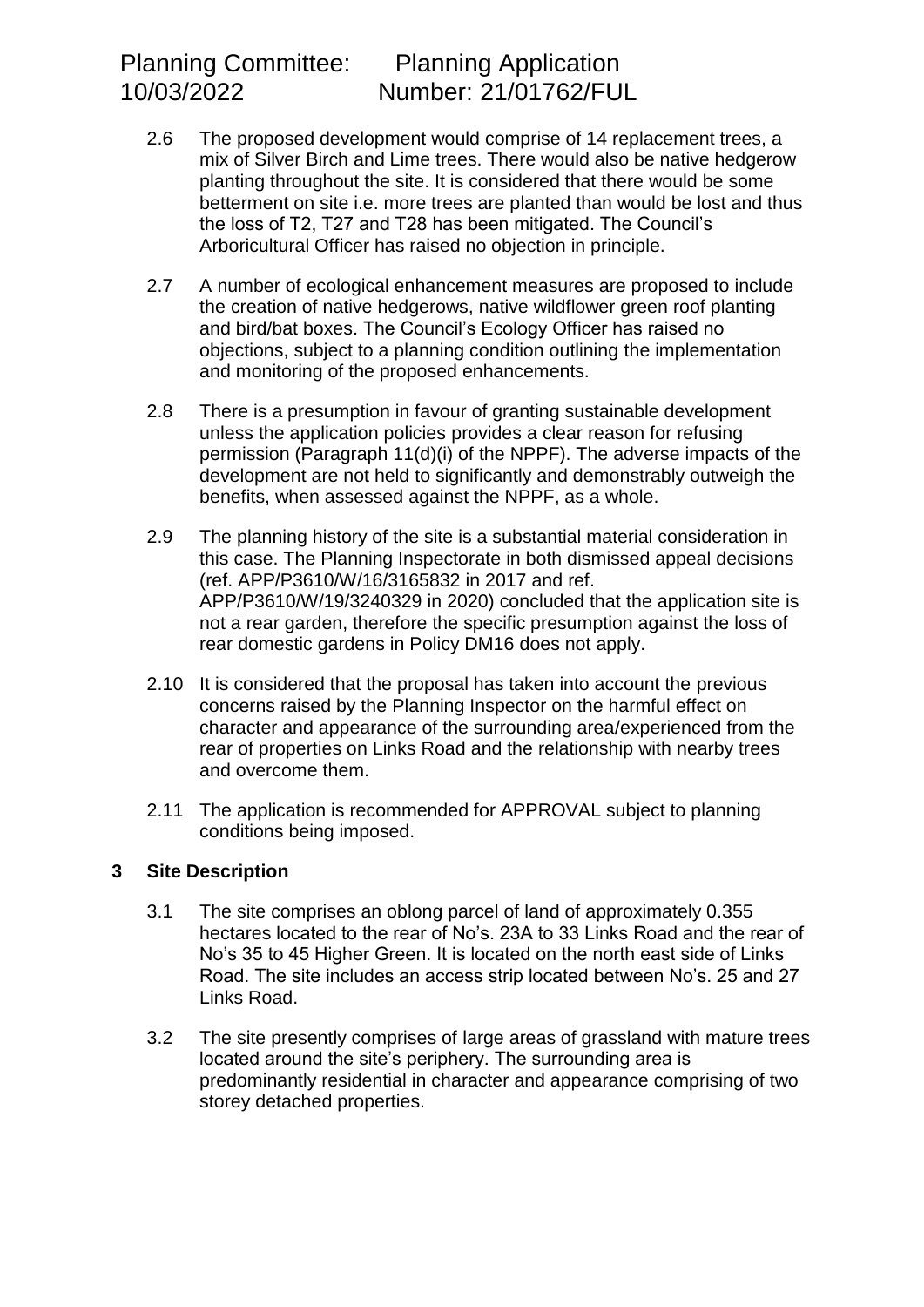2.6 The proposed development would comprise of 14 replacement trees, a mix of Silver Birch and Lime trees. There would also be native hedgerow planting throughout the site. It is considered that there would be some betterment on site i.e. more trees are planted than would be lost and thus the loss of T2, T27 and T28 has been mitigated. The Council's Arboricultural Officer has raised no objection in principle.

2.7 A number of ecological enhancement measures are proposed to include the creation of native hedgerows, native wildflower green roof planting and bird/bat boxes. The Council's Ecology Officer has raised no objections, subject to a planning condition outlining the implementation and monitoring of the proposed enhancements.

2.8 There is a presumption in favour of granting sustainable development unless the application policies provides a clear reason for refusing permission (Paragraph 11(d)(i) of the NPPF). The adverse impacts of the development are not held to significantly and demonstrably outweigh the benefits, when assessed against the NPPF, as a whole.

2.9 The planning history of the site is a substantial material consideration in this case. The Planning Inspectorate in both dismissed appeal decisions (ref. APP/P3610/W/16/3165832 in 2017 and ref. APP/P3610/W/19/3240329 in 2020) concluded that the application site is not a rear garden, therefore the specific presumption against the loss of rear domestic gardens in Policy DM16 does not apply.

2.10 It is considered that the proposal has taken into account the previous concerns raised by the Planning Inspector on the harmful effect on character and appearance of the surrounding area/experienced from the rear of properties on Links Road and the relationship with nearby trees and overcome them.

2.11 The application is recommended for APPROVAL subject to planning conditions being imposed.

## 3 Site Description

3.1 The site comprises an oblong parcel of land of approximately 0.355 hectares located to the rear of No's. 23A to 33 Links Road and the rear of No's 35 to 45 Higher Green. It is located on the north east side of Links Road. The site includes an access strip located between No's. 25 and 27 Links Road.

3.2 The site presently comprises of large areas of grassland with mature trees located around the site's periphery. The surrounding area is predominantly residential in character and appearance comprising of two storey detached properties.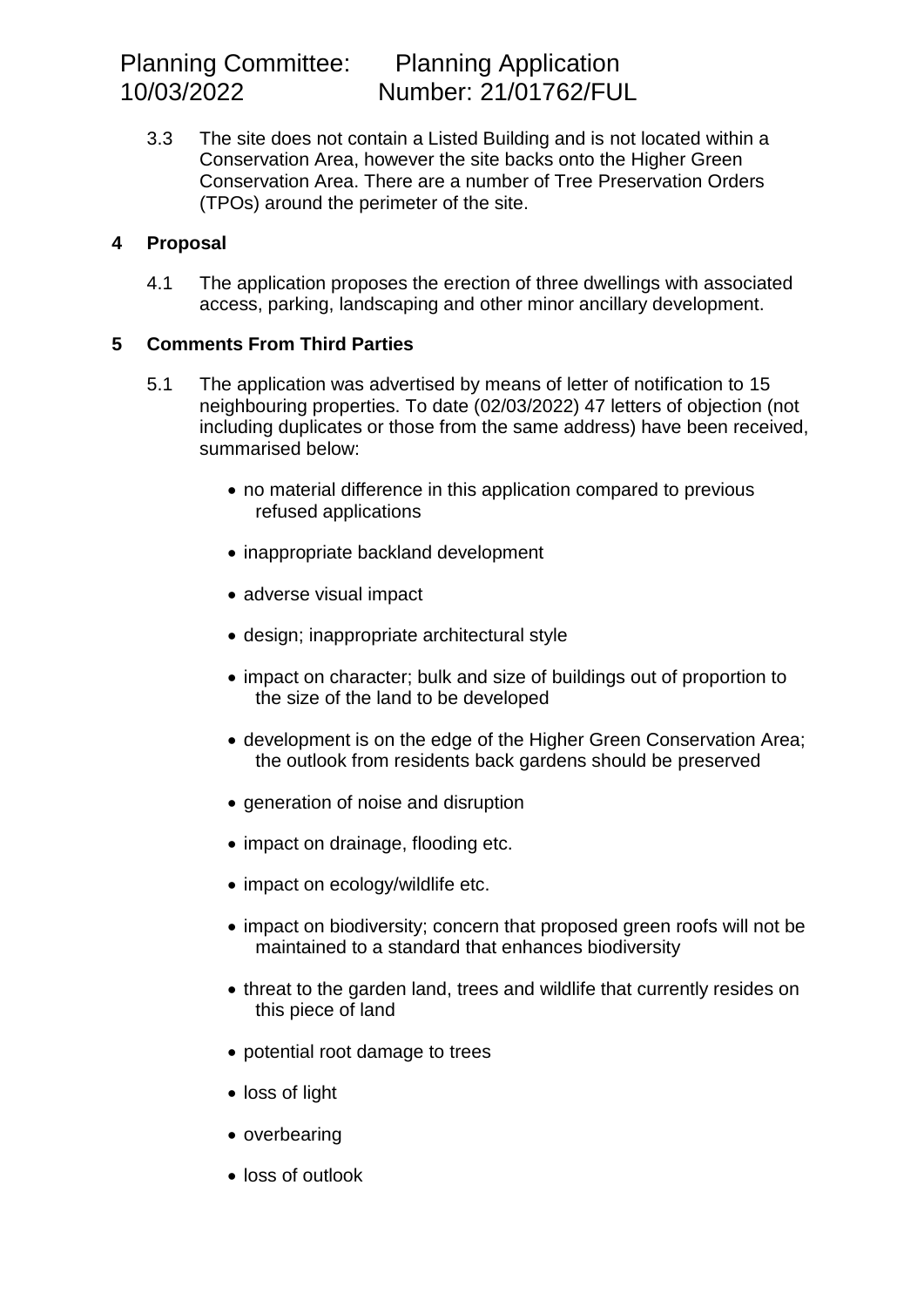3.3 The site does not contain a Listed Building and is not located within a Conservation Area, however the site backs onto the Higher Green Conservation Area. There are a number of Tree Preservation Orders (TPOs) around the perimeter of the site.

## 4 Proposal

4.1 The application proposes the erection of three dwellings with associated access, parking, landscaping and other minor ancillary development.

## 5 Comments From Third Parties

5.1 The application was advertised by means of letter of notification to 15 neighbouring properties. To date (02/03/2022) 47 letters of objection (not including duplicates or those from the same address) have been received, summarised below:

- no material difference in this application compared to previous refused applications
- inappropriate backland development
- adverse visual impact
- design; inappropriate architectural style
- impact on character; bulk and size of buildings out of proportion to the size of the land to be developed
- development is on the edge of the Higher Green Conservation Area; the outlook from residents back gardens should be preserved
- generation of noise and disruption
- impact on drainage, flooding etc.
- impact on ecology/wildlife etc.
- impact on biodiversity; concern that proposed green roofs will not be maintained to a standard that enhances biodiversity
- threat to the garden land, trees and wildlife that currently resides on this piece of land
- potential root damage to trees
- loss of light
- overbearing
- loss of outlook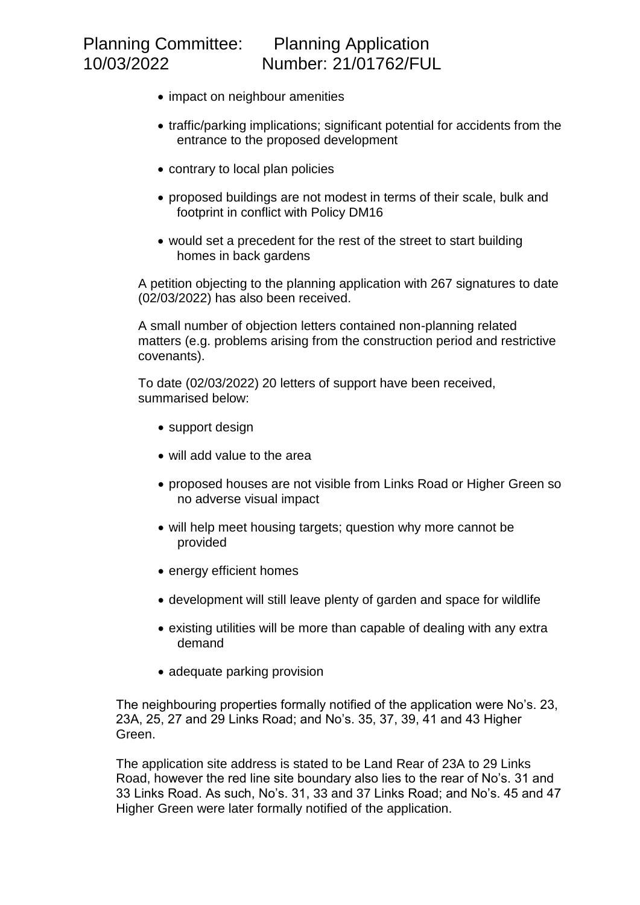- impact on neighbour amenities
- traffic/parking implications; significant potential for accidents from the entrance to the proposed development
- contrary to local plan policies
- proposed buildings are not modest in terms of their scale, bulk and footprint in conflict with Policy DM16
- would set a precedent for the rest of the street to start building homes in back gardens

A petition objecting to the planning application with 267 signatures to date (02/03/2022) has also been received.

A small number of objection letters contained non-planning related matters (e.g. problems arising from the construction period and restrictive covenants).

To date (02/03/2022) 20 letters of support have been received, summarised below:

- support design
- will add value to the area
- proposed houses are not visible from Links Road or Higher Green so no adverse visual impact
- will help meet housing targets; question why more cannot be provided
- energy efficient homes
- development will still leave plenty of garden and space for wildlife
- existing utilities will be more than capable of dealing with any extra demand
- adequate parking provision

The neighbouring properties formally notified of the application were No's. 23, 23A, 25, 27 and 29 Links Road; and No's. 35, 37, 39, 41 and 43 Higher Green.

The application site address is stated to be Land Rear of 23A to 29 Links Road, however the red line site boundary also lies to the rear of No's. 31 and 33 Links Road. As such, No's. 31, 33 and 37 Links Road; and No's. 45 and 47 Higher Green were later formally notified of the application.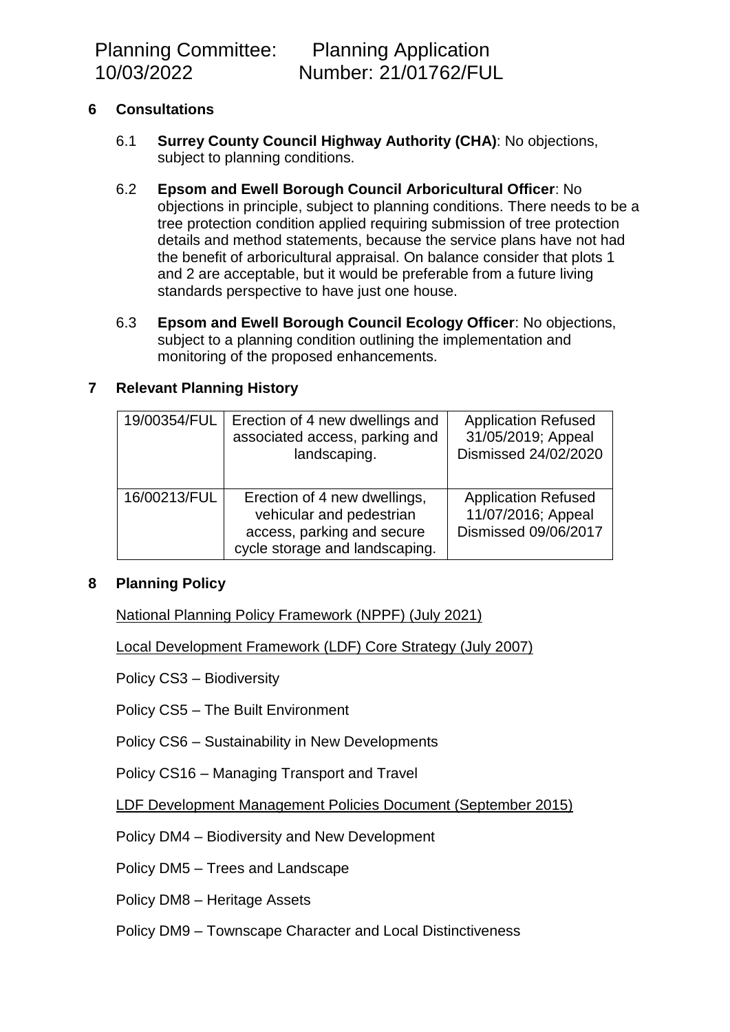## 6 Consultations

6.1 **Surrey County Council Highway Authority (CHA)**: No objections, subject to planning conditions.

6.2 **Epsom and Ewell Borough Council Arboricultural Officer**: No objections in principle, subject to planning conditions. There needs to be a tree protection condition applied requiring submission of tree protection details and method statements, because the service plans have not had the benefit of arboricultural appraisal. On balance consider that plots 1 and 2 are acceptable, but it would be preferable from a future living standards perspective to have just one house.

6.3 **Epsom and Ewell Borough Council Ecology Officer**: No objections, subject to a planning condition outlining the implementation and monitoring of the proposed enhancements.

## 7 Relevant Planning History

| | | |
|---|---|---|
| 19/00354/FUL | Erection of 4 new dwellings and associated access, parking and landscaping. | Application Refused 31/05/2019; Appeal Dismissed 24/02/2020 |
| 16/00213/FUL | Erection of 4 new dwellings, vehicular and pedestrian access, parking and secure cycle storage and landscaping. | Application Refused 11/07/2016; Appeal Dismissed 09/06/2017 |

## 8 Planning Policy

National Planning Policy Framework (NPPF) (July 2021)

Local Development Framework (LDF) Core Strategy (July 2007)

Policy CS3 – Biodiversity

Policy CS5 – The Built Environment

Policy CS6 – Sustainability in New Developments

Policy CS16 – Managing Transport and Travel

LDF Development Management Policies Document (September 2015)

Policy DM4 – Biodiversity and New Development

Policy DM5 – Trees and Landscape

Policy DM8 – Heritage Assets

Policy DM9 – Townscape Character and Local Distinctiveness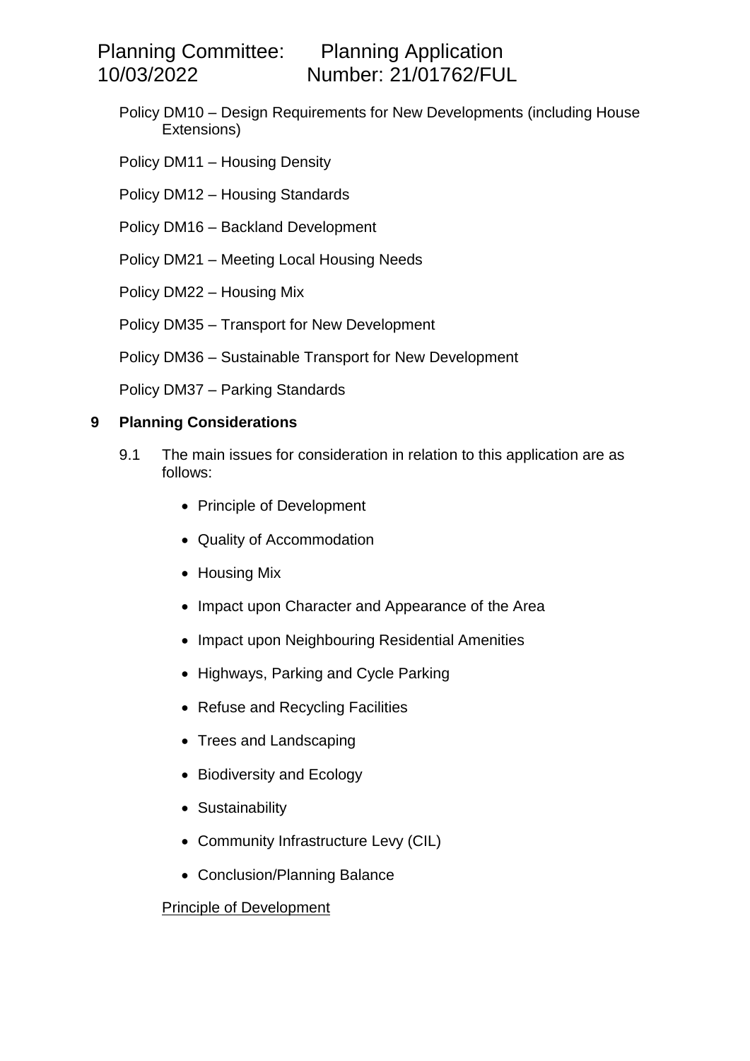Policy DM10 – Design Requirements for New Developments (including House Extensions)

Policy DM11 – Housing Density

Policy DM12 – Housing Standards

Policy DM16 – Backland Development

Policy DM21 – Meeting Local Housing Needs

Policy DM22 – Housing Mix

Policy DM35 – Transport for New Development

Policy DM36 – Sustainable Transport for New Development

Policy DM37 – Parking Standards

## 9 Planning Considerations

9.1 The main issues for consideration in relation to this application are as follows:

- Principle of Development
- Quality of Accommodation
- Housing Mix
- Impact upon Character and Appearance of the Area
- Impact upon Neighbouring Residential Amenities
- Highways, Parking and Cycle Parking
- Refuse and Recycling Facilities
- Trees and Landscaping
- Biodiversity and Ecology
- Sustainability
- Community Infrastructure Levy (CIL)
- Conclusion/Planning Balance

<u>Principle of Development</u>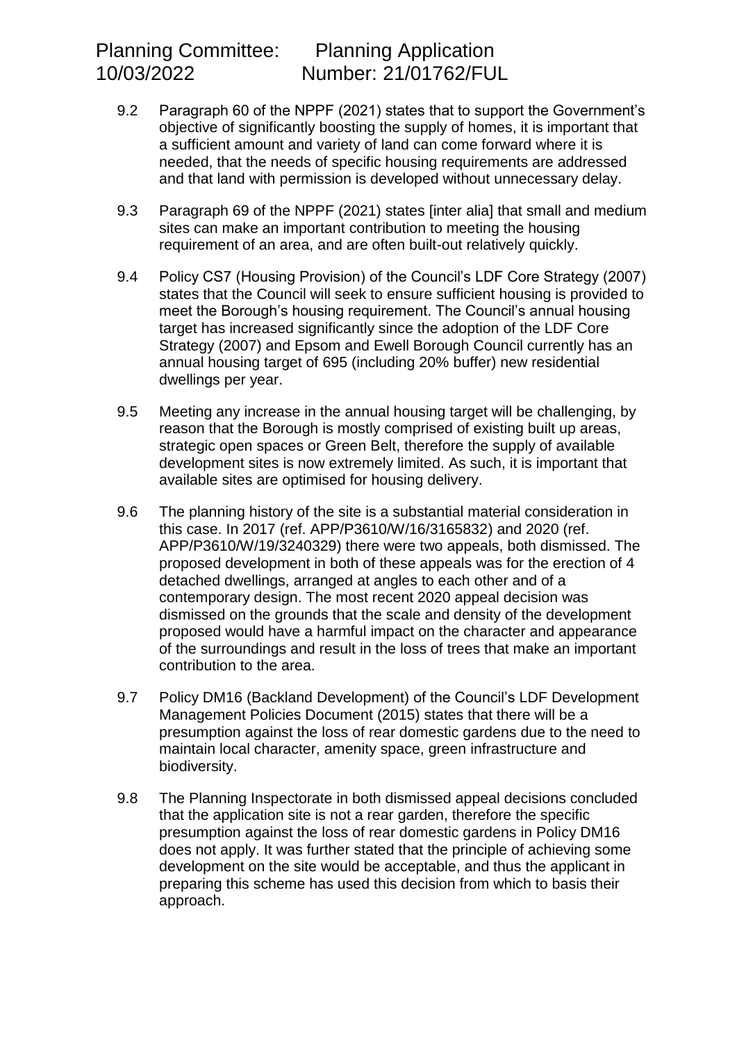9.2 Paragraph 60 of the NPPF (2021) states that to support the Government's objective of significantly boosting the supply of homes, it is important that a sufficient amount and variety of land can come forward where it is needed, that the needs of specific housing requirements are addressed and that land with permission is developed without unnecessary delay.

9.3 Paragraph 69 of the NPPF (2021) states [inter alia] that small and medium sites can make an important contribution to meeting the housing requirement of an area, and are often built-out relatively quickly.

9.4 Policy CS7 (Housing Provision) of the Council's LDF Core Strategy (2007) states that the Council will seek to ensure sufficient housing is provided to meet the Borough's housing requirement. The Council's annual housing target has increased significantly since the adoption of the LDF Core Strategy (2007) and Epsom and Ewell Borough Council currently has an annual housing target of 695 (including 20% buffer) new residential dwellings per year.

9.5 Meeting any increase in the annual housing target will be challenging, by reason that the Borough is mostly comprised of existing built up areas, strategic open spaces or Green Belt, therefore the supply of available development sites is now extremely limited. As such, it is important that available sites are optimised for housing delivery.

9.6 The planning history of the site is a substantial material consideration in this case. In 2017 (ref. APP/P3610/W/16/3165832) and 2020 (ref. APP/P3610/W/19/3240329) there were two appeals, both dismissed. The proposed development in both of these appeals was for the erection of 4 detached dwellings, arranged at angles to each other and of a contemporary design. The most recent 2020 appeal decision was dismissed on the grounds that the scale and density of the development proposed would have a harmful impact on the character and appearance of the surroundings and result in the loss of trees that make an important contribution to the area.

9.7 Policy DM16 (Backland Development) of the Council's LDF Development Management Policies Document (2015) states that there will be a presumption against the loss of rear domestic gardens due to the need to maintain local character, amenity space, green infrastructure and biodiversity.

9.8 The Planning Inspectorate in both dismissed appeal decisions concluded that the application site is not a rear garden, therefore the specific presumption against the loss of rear domestic gardens in Policy DM16 does not apply. It was further stated that the principle of achieving some development on the site would be acceptable, and thus the applicant in preparing this scheme has used this decision from which to basis their approach.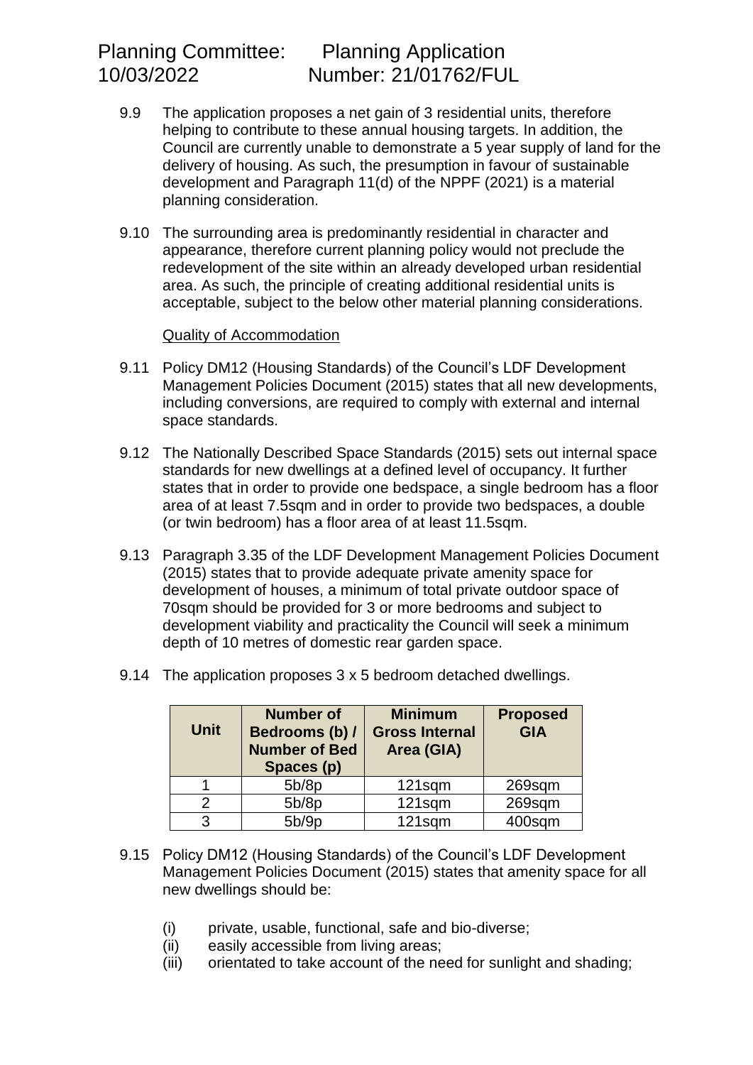9.9 The application proposes a net gain of 3 residential units, therefore helping to contribute to these annual housing targets. In addition, the Council are currently unable to demonstrate a 5 year supply of land for the delivery of housing. As such, the presumption in favour of sustainable development and Paragraph 11(d) of the NPPF (2021) is a material planning consideration.

9.10 The surrounding area is predominantly residential in character and appearance, therefore current planning policy would not preclude the redevelopment of the site within an already developed urban residential area. As such, the principle of creating additional residential units is acceptable, subject to the below other material planning considerations.

Quality of Accommodation

9.11 Policy DM12 (Housing Standards) of the Council's LDF Development Management Policies Document (2015) states that all new developments, including conversions, are required to comply with external and internal space standards.

9.12 The Nationally Described Space Standards (2015) sets out internal space standards for new dwellings at a defined level of occupancy. It further states that in order to provide one bedspace, a single bedroom has a floor area of at least 7.5sqm and in order to provide two bedspaces, a double (or twin bedroom) has a floor area of at least 11.5sqm.

9.13 Paragraph 3.35 of the LDF Development Management Policies Document (2015) states that to provide adequate private amenity space for development of houses, a minimum of total private outdoor space of 70sqm should be provided for 3 or more bedrooms and subject to development viability and practicality the Council will seek a minimum depth of 10 metres of domestic rear garden space.

9.14 The application proposes 3 x 5 bedroom detached dwellings.

| Unit | Number of Bedrooms (b) / Number of Bed Spaces (p) | Minimum Gross Internal Area (GIA) | Proposed GIA |
|---|---|---|---|
| 1 | 5b/8p | 121sqm | 269sqm |
| 2 | 5b/8p | 121sqm | 269sqm |
| 3 | 5b/9p | 121sqm | 400sqm |

9.15 Policy DM12 (Housing Standards) of the Council's LDF Development Management Policies Document (2015) states that amenity space for all new dwellings should be:

(i) private, usable, functional, safe and bio-diverse;
(ii) easily accessible from living areas;
(iii) orientated to take account of the need for sunlight and shading;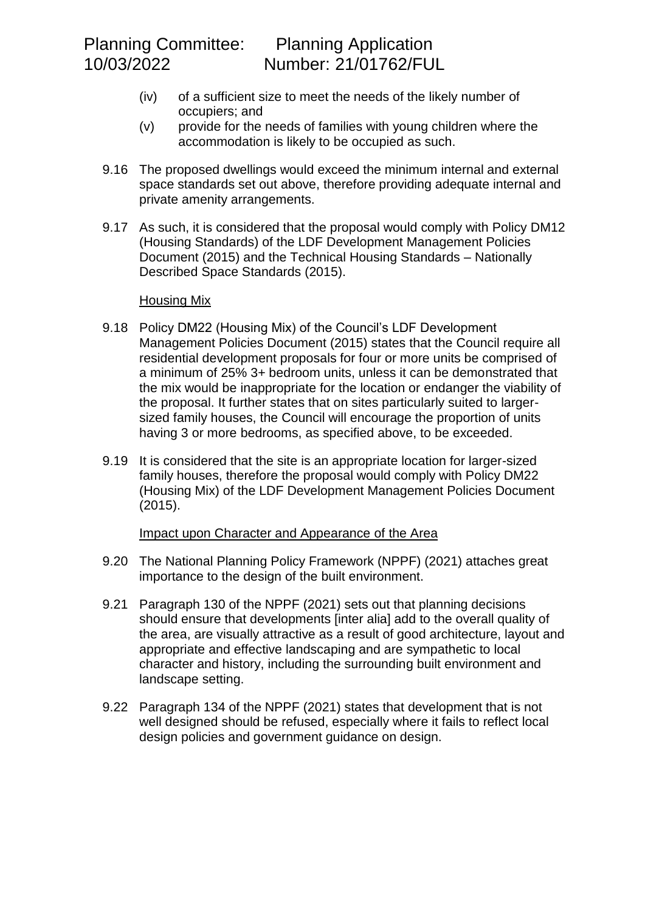(iv) of a sufficient size to meet the needs of the likely number of occupiers; and

(v) provide for the needs of families with young children where the accommodation is likely to be occupied as such.

9.16 The proposed dwellings would exceed the minimum internal and external space standards set out above, therefore providing adequate internal and private amenity arrangements.

9.17 As such, it is considered that the proposal would comply with Policy DM12 (Housing Standards) of the LDF Development Management Policies Document (2015) and the Technical Housing Standards – Nationally Described Space Standards (2015).

Housing Mix

9.18 Policy DM22 (Housing Mix) of the Council's LDF Development Management Policies Document (2015) states that the Council require all residential development proposals for four or more units be comprised of a minimum of 25% 3+ bedroom units, unless it can be demonstrated that the mix would be inappropriate for the location or endanger the viability of the proposal. It further states that on sites particularly suited to larger-sized family houses, the Council will encourage the proportion of units having 3 or more bedrooms, as specified above, to be exceeded.

9.19 It is considered that the site is an appropriate location for larger-sized family houses, therefore the proposal would comply with Policy DM22 (Housing Mix) of the LDF Development Management Policies Document (2015).

Impact upon Character and Appearance of the Area

9.20 The National Planning Policy Framework (NPPF) (2021) attaches great importance to the design of the built environment.

9.21 Paragraph 130 of the NPPF (2021) sets out that planning decisions should ensure that developments [inter alia] add to the overall quality of the area, are visually attractive as a result of good architecture, layout and appropriate and effective landscaping and are sympathetic to local character and history, including the surrounding built environment and landscape setting.

9.22 Paragraph 134 of the NPPF (2021) states that development that is not well designed should be refused, especially where it fails to reflect local design policies and government guidance on design.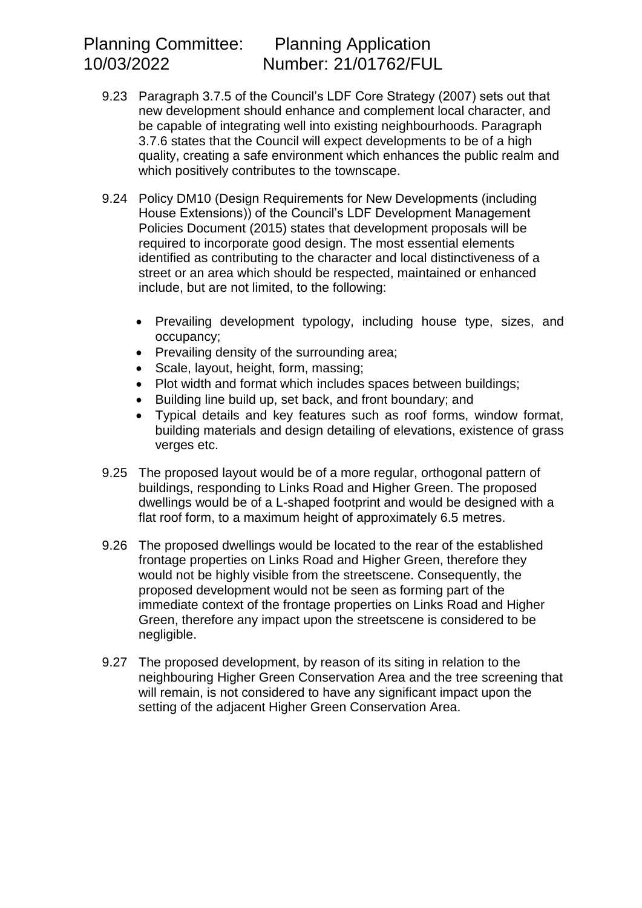9.23 Paragraph 3.7.5 of the Council's LDF Core Strategy (2007) sets out that new development should enhance and complement local character, and be capable of integrating well into existing neighbourhoods. Paragraph 3.7.6 states that the Council will expect developments to be of a high quality, creating a safe environment which enhances the public realm and which positively contributes to the townscape.

9.24 Policy DM10 (Design Requirements for New Developments (including House Extensions)) of the Council's LDF Development Management Policies Document (2015) states that development proposals will be required to incorporate good design. The most essential elements identified as contributing to the character and local distinctiveness of a street or an area which should be respected, maintained or enhanced include, but are not limited, to the following:

- Prevailing development typology, including house type, sizes, and occupancy;
- Prevailing density of the surrounding area;
- Scale, layout, height, form, massing;
- Plot width and format which includes spaces between buildings;
- Building line build up, set back, and front boundary; and
- Typical details and key features such as roof forms, window format, building materials and design detailing of elevations, existence of grass verges etc.

9.25 The proposed layout would be of a more regular, orthogonal pattern of buildings, responding to Links Road and Higher Green. The proposed dwellings would be of a L-shaped footprint and would be designed with a flat roof form, to a maximum height of approximately 6.5 metres.

9.26 The proposed dwellings would be located to the rear of the established frontage properties on Links Road and Higher Green, therefore they would not be highly visible from the streetscene. Consequently, the proposed development would not be seen as forming part of the immediate context of the frontage properties on Links Road and Higher Green, therefore any impact upon the streetscene is considered to be negligible.

9.27 The proposed development, by reason of its siting in relation to the neighbouring Higher Green Conservation Area and the tree screening that will remain, is not considered to have any significant impact upon the setting of the adjacent Higher Green Conservation Area.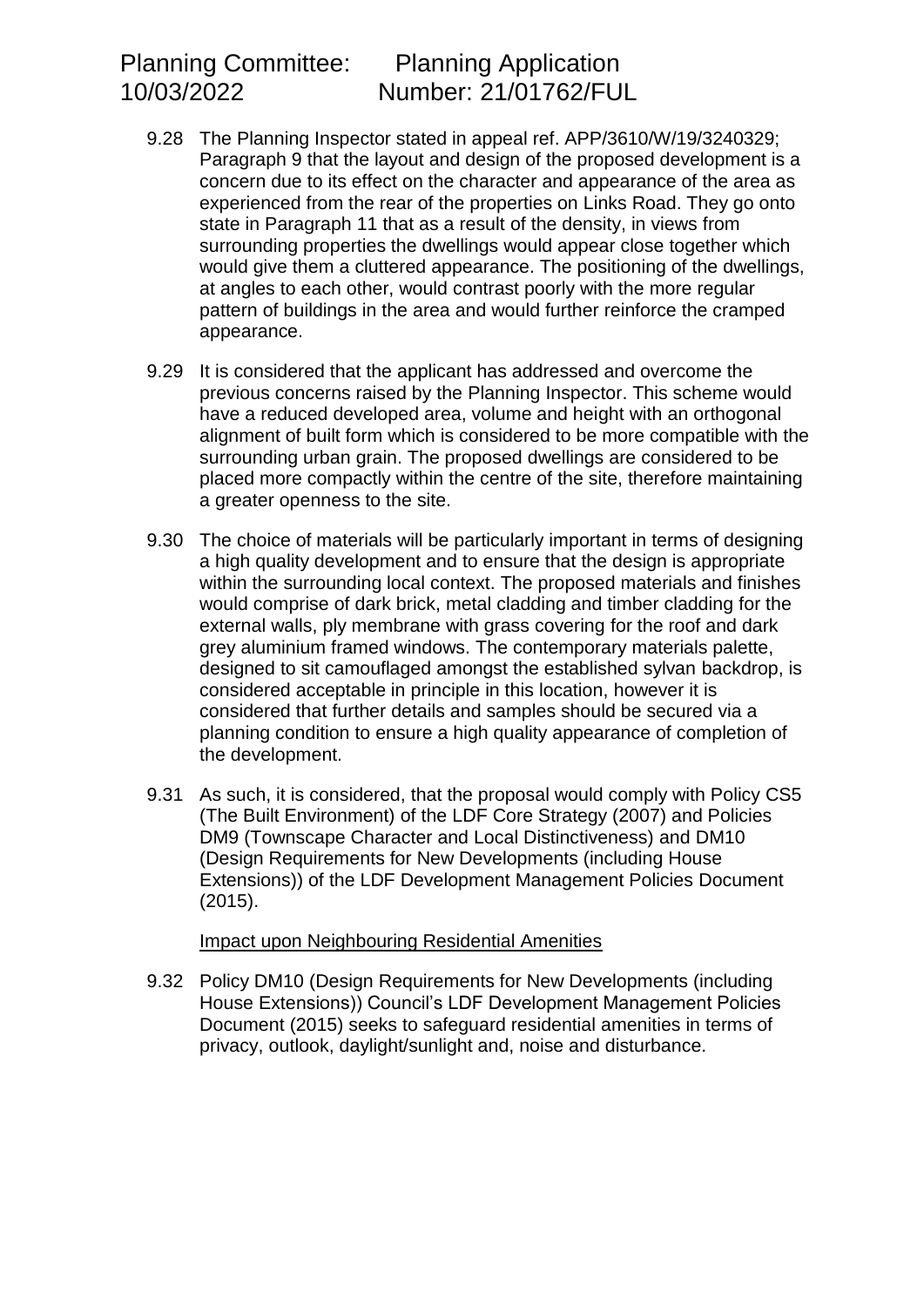9.28 The Planning Inspector stated in appeal ref. APP/3610/W/19/3240329; Paragraph 9 that the layout and design of the proposed development is a concern due to its effect on the character and appearance of the area as experienced from the rear of the properties on Links Road. They go onto state in Paragraph 11 that as a result of the density, in views from surrounding properties the dwellings would appear close together which would give them a cluttered appearance. The positioning of the dwellings, at angles to each other, would contrast poorly with the more regular pattern of buildings in the area and would further reinforce the cramped appearance.

9.29 It is considered that the applicant has addressed and overcome the previous concerns raised by the Planning Inspector. This scheme would have a reduced developed area, volume and height with an orthogonal alignment of built form which is considered to be more compatible with the surrounding urban grain. The proposed dwellings are considered to be placed more compactly within the centre of the site, therefore maintaining a greater openness to the site.

9.30 The choice of materials will be particularly important in terms of designing a high quality development and to ensure that the design is appropriate within the surrounding local context. The proposed materials and finishes would comprise of dark brick, metal cladding and timber cladding for the external walls, ply membrane with grass covering for the roof and dark grey aluminium framed windows. The contemporary materials palette, designed to sit camouflaged amongst the established sylvan backdrop, is considered acceptable in principle in this location, however it is considered that further details and samples should be secured via a planning condition to ensure a high quality appearance of completion of the development.

9.31 As such, it is considered, that the proposal would comply with Policy CS5 (The Built Environment) of the LDF Core Strategy (2007) and Policies DM9 (Townscape Character and Local Distinctiveness) and DM10 (Design Requirements for New Developments (including House Extensions)) of the LDF Development Management Policies Document (2015).

Impact upon Neighbouring Residential Amenities

9.32 Policy DM10 (Design Requirements for New Developments (including House Extensions)) Council's LDF Development Management Policies Document (2015) seeks to safeguard residential amenities in terms of privacy, outlook, daylight/sunlight and, noise and disturbance.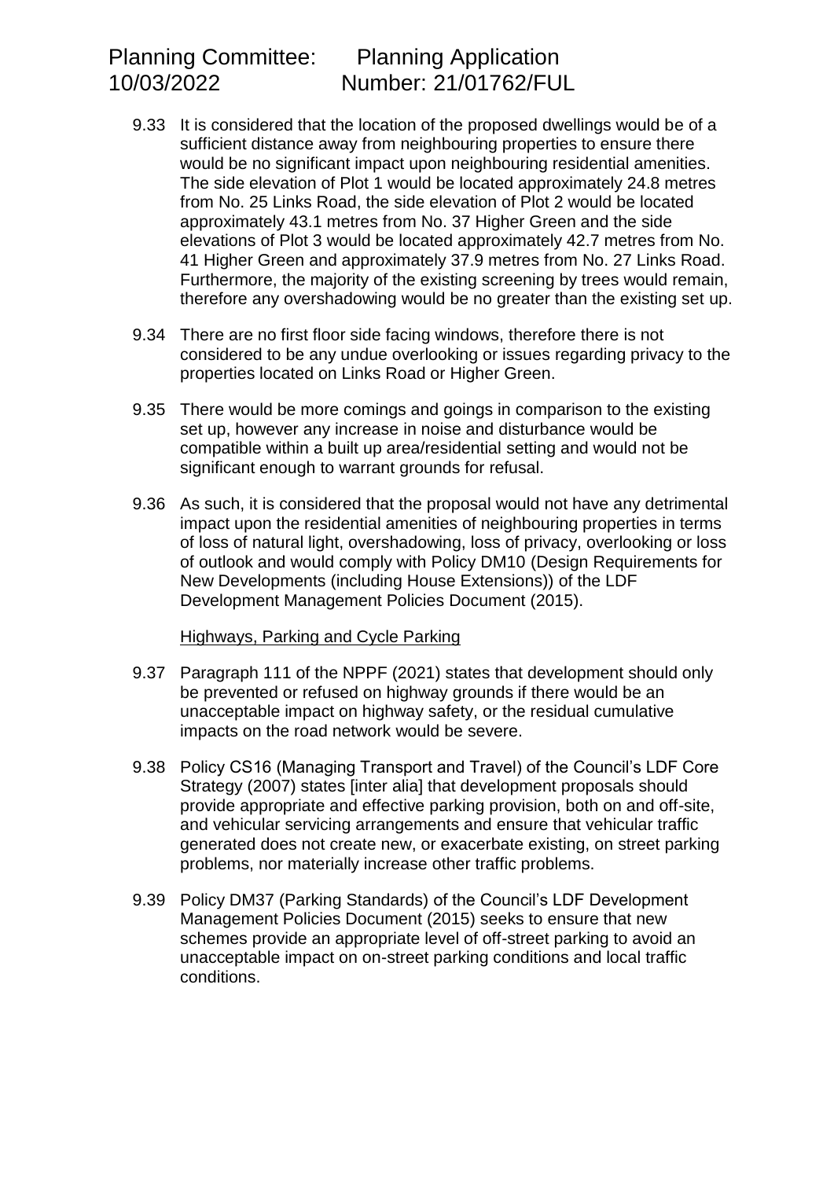9.33 It is considered that the location of the proposed dwellings would be of a sufficient distance away from neighbouring properties to ensure there would be no significant impact upon neighbouring residential amenities. The side elevation of Plot 1 would be located approximately 24.8 metres from No. 25 Links Road, the side elevation of Plot 2 would be located approximately 43.1 metres from No. 37 Higher Green and the side elevations of Plot 3 would be located approximately 42.7 metres from No. 41 Higher Green and approximately 37.9 metres from No. 27 Links Road. Furthermore, the majority of the existing screening by trees would remain, therefore any overshadowing would be no greater than the existing set up.

9.34 There are no first floor side facing windows, therefore there is not considered to be any undue overlooking or issues regarding privacy to the properties located on Links Road or Higher Green.

9.35 There would be more comings and goings in comparison to the existing set up, however any increase in noise and disturbance would be compatible within a built up area/residential setting and would not be significant enough to warrant grounds for refusal.

9.36 As such, it is considered that the proposal would not have any detrimental impact upon the residential amenities of neighbouring properties in terms of loss of natural light, overshadowing, loss of privacy, overlooking or loss of outlook and would comply with Policy DM10 (Design Requirements for New Developments (including House Extensions)) of the LDF Development Management Policies Document (2015).

Highways, Parking and Cycle Parking

9.37 Paragraph 111 of the NPPF (2021) states that development should only be prevented or refused on highway grounds if there would be an unacceptable impact on highway safety, or the residual cumulative impacts on the road network would be severe.

9.38 Policy CS16 (Managing Transport and Travel) of the Council's LDF Core Strategy (2007) states [inter alia] that development proposals should provide appropriate and effective parking provision, both on and off-site, and vehicular servicing arrangements and ensure that vehicular traffic generated does not create new, or exacerbate existing, on street parking problems, nor materially increase other traffic problems.

9.39 Policy DM37 (Parking Standards) of the Council's LDF Development Management Policies Document (2015) seeks to ensure that new schemes provide an appropriate level of off-street parking to avoid an unacceptable impact on on-street parking conditions and local traffic conditions.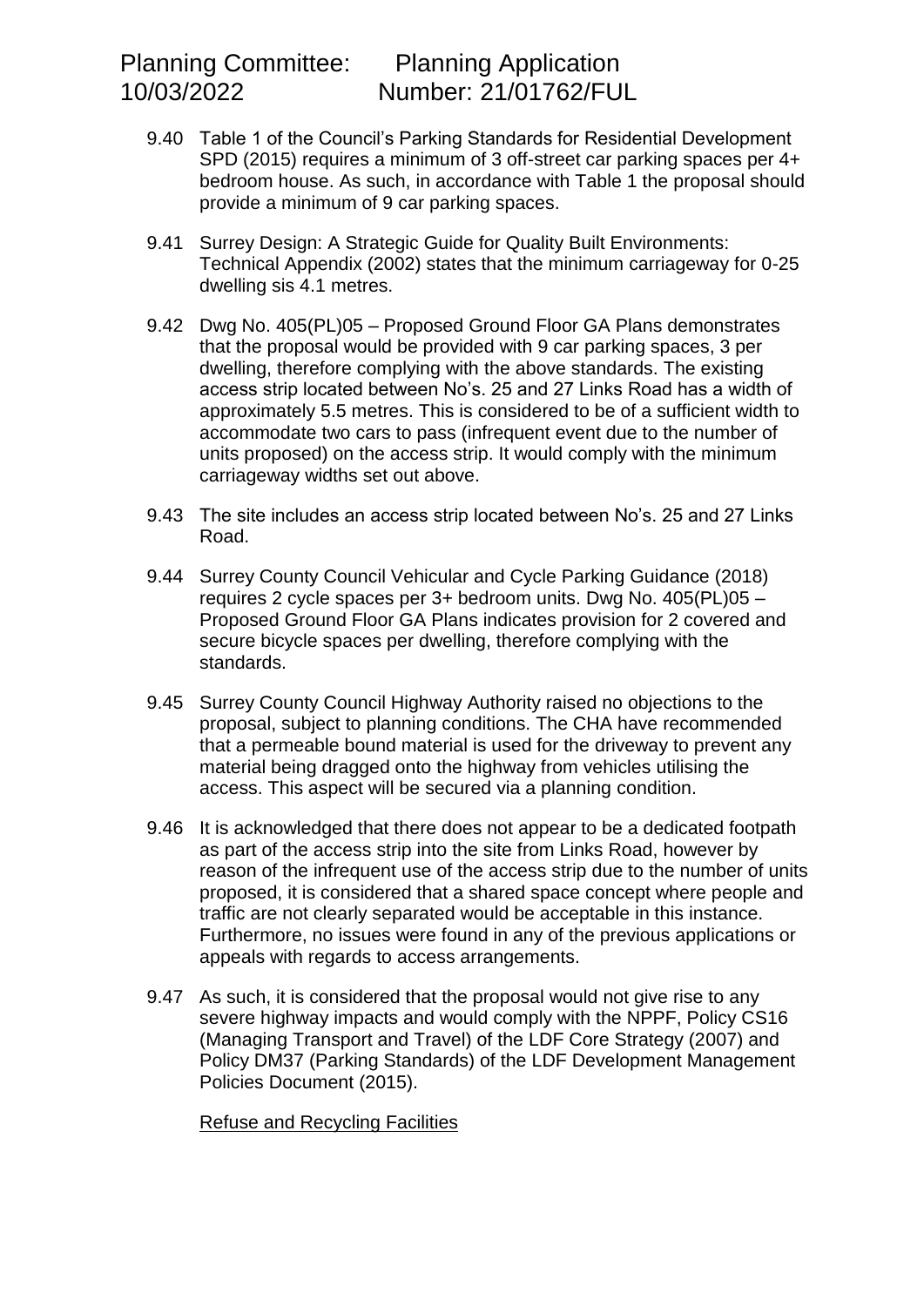9.40 Table 1 of the Council's Parking Standards for Residential Development SPD (2015) requires a minimum of 3 off-street car parking spaces per 4+ bedroom house. As such, in accordance with Table 1 the proposal should provide a minimum of 9 car parking spaces.

9.41 Surrey Design: A Strategic Guide for Quality Built Environments: Technical Appendix (2002) states that the minimum carriageway for 0-25 dwelling sis 4.1 metres.

9.42 Dwg No. 405(PL)05 – Proposed Ground Floor GA Plans demonstrates that the proposal would be provided with 9 car parking spaces, 3 per dwelling, therefore complying with the above standards. The existing access strip located between No's. 25 and 27 Links Road has a width of approximately 5.5 metres. This is considered to be of a sufficient width to accommodate two cars to pass (infrequent event due to the number of units proposed) on the access strip. It would comply with the minimum carriageway widths set out above.

9.43 The site includes an access strip located between No's. 25 and 27 Links Road.

9.44 Surrey County Council Vehicular and Cycle Parking Guidance (2018) requires 2 cycle spaces per 3+ bedroom units. Dwg No. 405(PL)05 – Proposed Ground Floor GA Plans indicates provision for 2 covered and secure bicycle spaces per dwelling, therefore complying with the standards.

9.45 Surrey County Council Highway Authority raised no objections to the proposal, subject to planning conditions. The CHA have recommended that a permeable bound material is used for the driveway to prevent any material being dragged onto the highway from vehicles utilising the access. This aspect will be secured via a planning condition.

9.46 It is acknowledged that there does not appear to be a dedicated footpath as part of the access strip into the site from Links Road, however by reason of the infrequent use of the access strip due to the number of units proposed, it is considered that a shared space concept where people and traffic are not clearly separated would be acceptable in this instance. Furthermore, no issues were found in any of the previous applications or appeals with regards to access arrangements.

9.47 As such, it is considered that the proposal would not give rise to any severe highway impacts and would comply with the NPPF, Policy CS16 (Managing Transport and Travel) of the LDF Core Strategy (2007) and Policy DM37 (Parking Standards) of the LDF Development Management Policies Document (2015).

Refuse and Recycling Facilities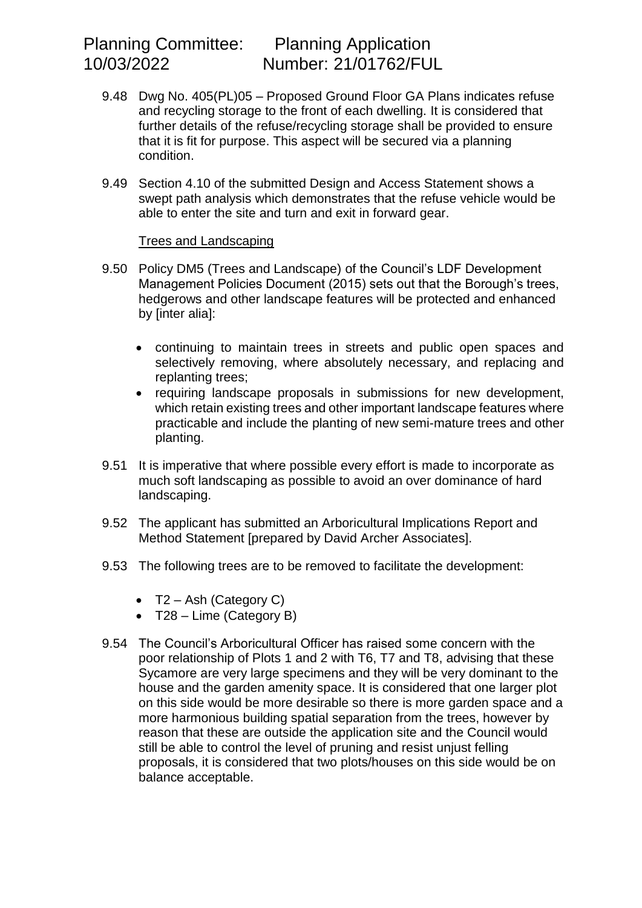9.48 Dwg No. 405(PL)05 – Proposed Ground Floor GA Plans indicates refuse and recycling storage to the front of each dwelling. It is considered that further details of the refuse/recycling storage shall be provided to ensure that it is fit for purpose. This aspect will be secured via a planning condition.

9.49 Section 4.10 of the submitted Design and Access Statement shows a swept path analysis which demonstrates that the refuse vehicle would be able to enter the site and turn and exit in forward gear.

<u>Trees and Landscaping</u>

9.50 Policy DM5 (Trees and Landscape) of the Council's LDF Development Management Policies Document (2015) sets out that the Borough's trees, hedgerows and other landscape features will be protected and enhanced by [inter alia]:

- continuing to maintain trees in streets and public open spaces and selectively removing, where absolutely necessary, and replacing and replanting trees;
- requiring landscape proposals in submissions for new development, which retain existing trees and other important landscape features where practicable and include the planting of new semi-mature trees and other planting.

9.51 It is imperative that where possible every effort is made to incorporate as much soft landscaping as possible to avoid an over dominance of hard landscaping.

9.52 The applicant has submitted an Arboricultural Implications Report and Method Statement [prepared by David Archer Associates].

9.53 The following trees are to be removed to facilitate the development:

- T2 – Ash (Category C)
- T28 – Lime (Category B)

9.54 The Council's Arboricultural Officer has raised some concern with the poor relationship of Plots 1 and 2 with T6, T7 and T8, advising that these Sycamore are very large specimens and they will be very dominant to the house and the garden amenity space. It is considered that one larger plot on this side would be more desirable so there is more garden space and a more harmonious building spatial separation from the trees, however by reason that these are outside the application site and the Council would still be able to control the level of pruning and resist unjust felling proposals, it is considered that two plots/houses on this side would be on balance acceptable.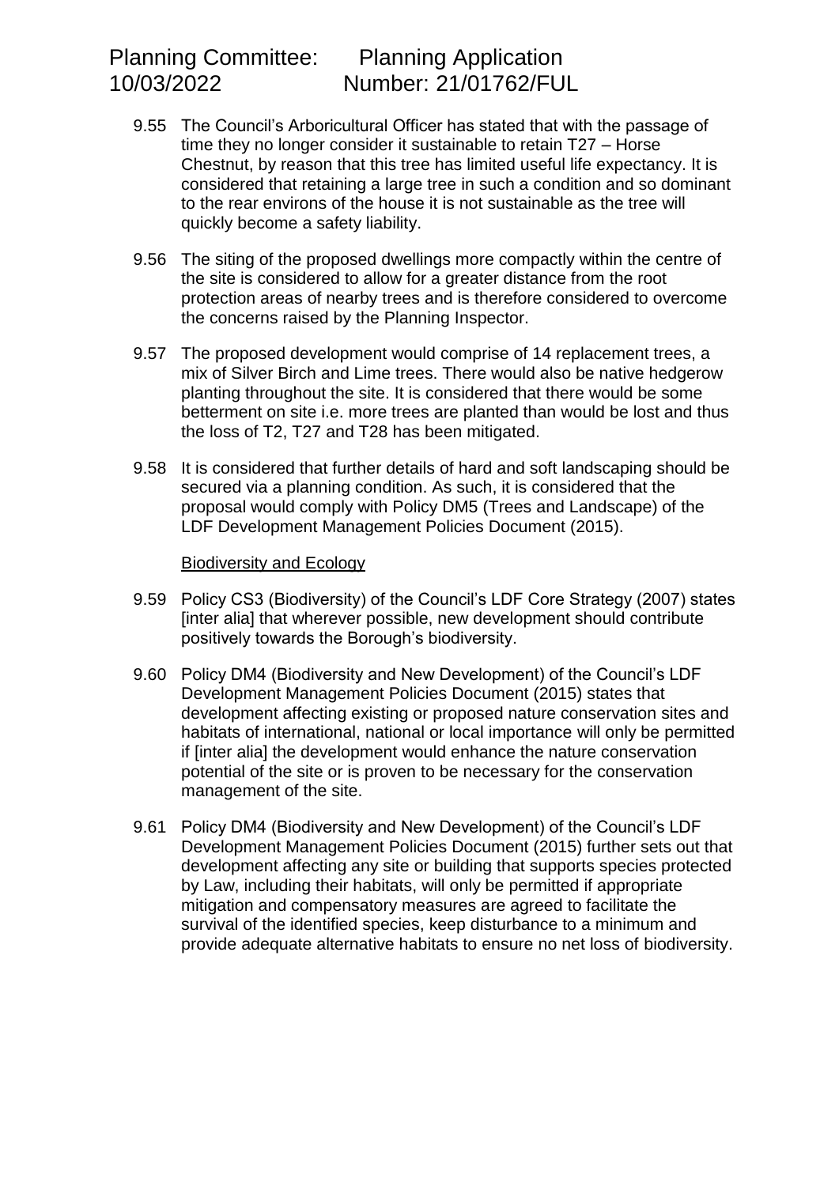9.55 The Council's Arboricultural Officer has stated that with the passage of time they no longer consider it sustainable to retain T27 – Horse Chestnut, by reason that this tree has limited useful life expectancy. It is considered that retaining a large tree in such a condition and so dominant to the rear environs of the house it is not sustainable as the tree will quickly become a safety liability.

9.56 The siting of the proposed dwellings more compactly within the centre of the site is considered to allow for a greater distance from the root protection areas of nearby trees and is therefore considered to overcome the concerns raised by the Planning Inspector.

9.57 The proposed development would comprise of 14 replacement trees, a mix of Silver Birch and Lime trees. There would also be native hedgerow planting throughout the site. It is considered that there would be some betterment on site i.e. more trees are planted than would be lost and thus the loss of T2, T27 and T28 has been mitigated.

9.58 It is considered that further details of hard and soft landscaping should be secured via a planning condition. As such, it is considered that the proposal would comply with Policy DM5 (Trees and Landscape) of the LDF Development Management Policies Document (2015).

<u>Biodiversity and Ecology</u>

9.59 Policy CS3 (Biodiversity) of the Council's LDF Core Strategy (2007) states [inter alia] that wherever possible, new development should contribute positively towards the Borough's biodiversity.

9.60 Policy DM4 (Biodiversity and New Development) of the Council's LDF Development Management Policies Document (2015) states that development affecting existing or proposed nature conservation sites and habitats of international, national or local importance will only be permitted if [inter alia] the development would enhance the nature conservation potential of the site or is proven to be necessary for the conservation management of the site.

9.61 Policy DM4 (Biodiversity and New Development) of the Council's LDF Development Management Policies Document (2015) further sets out that development affecting any site or building that supports species protected by Law, including their habitats, will only be permitted if appropriate mitigation and compensatory measures are agreed to facilitate the survival of the identified species, keep disturbance to a minimum and provide adequate alternative habitats to ensure no net loss of biodiversity.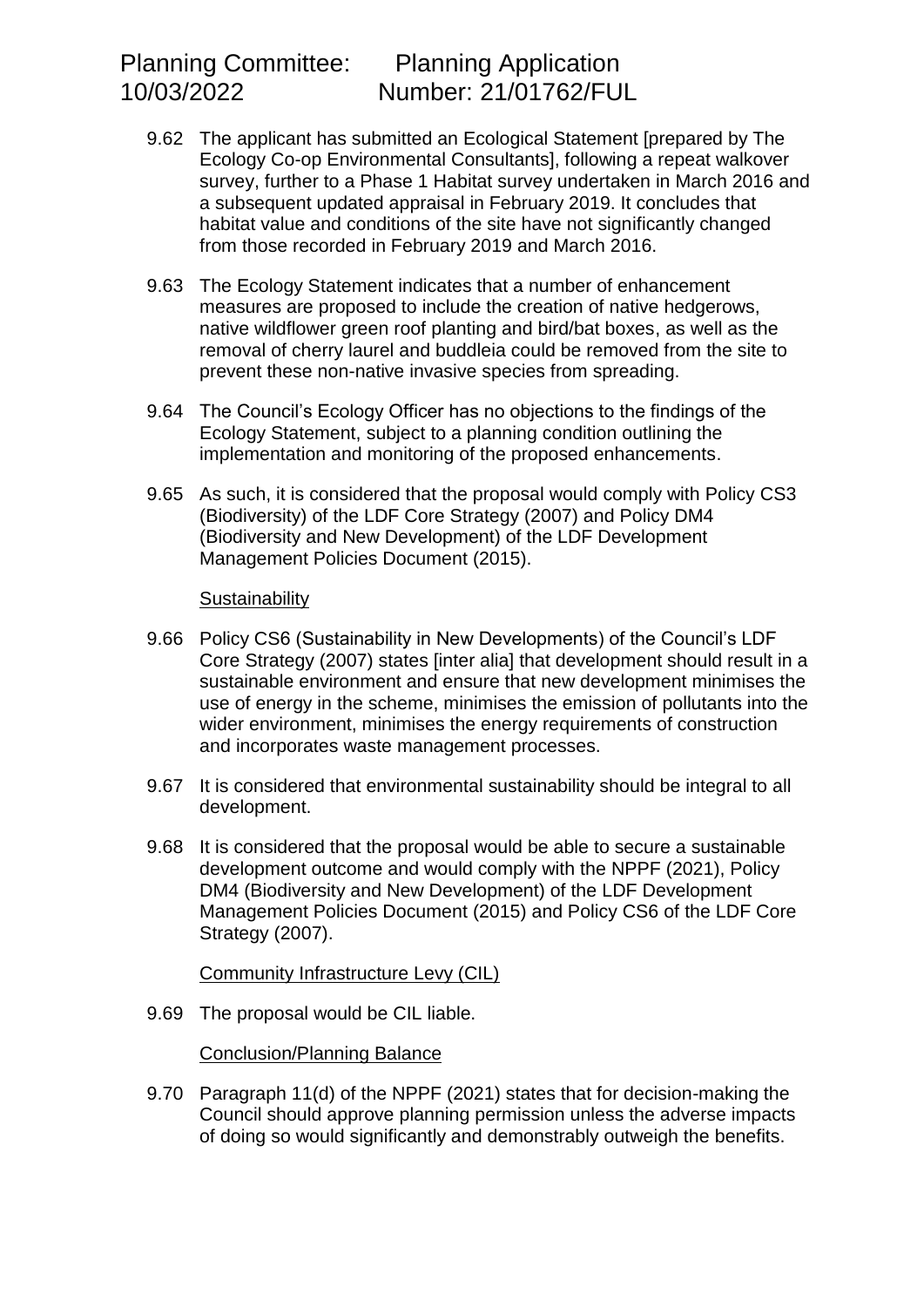9.62 The applicant has submitted an Ecological Statement [prepared by The Ecology Co-op Environmental Consultants], following a repeat walkover survey, further to a Phase 1 Habitat survey undertaken in March 2016 and a subsequent updated appraisal in February 2019. It concludes that habitat value and conditions of the site have not significantly changed from those recorded in February 2019 and March 2016.

9.63 The Ecology Statement indicates that a number of enhancement measures are proposed to include the creation of native hedgerows, native wildflower green roof planting and bird/bat boxes, as well as the removal of cherry laurel and buddleia could be removed from the site to prevent these non-native invasive species from spreading.

9.64 The Council's Ecology Officer has no objections to the findings of the Ecology Statement, subject to a planning condition outlining the implementation and monitoring of the proposed enhancements.

9.65 As such, it is considered that the proposal would comply with Policy CS3 (Biodiversity) of the LDF Core Strategy (2007) and Policy DM4 (Biodiversity and New Development) of the LDF Development Management Policies Document (2015).

Sustainability

9.66 Policy CS6 (Sustainability in New Developments) of the Council's LDF Core Strategy (2007) states [inter alia] that development should result in a sustainable environment and ensure that new development minimises the use of energy in the scheme, minimises the emission of pollutants into the wider environment, minimises the energy requirements of construction and incorporates waste management processes.

9.67 It is considered that environmental sustainability should be integral to all development.

9.68 It is considered that the proposal would be able to secure a sustainable development outcome and would comply with the NPPF (2021), Policy DM4 (Biodiversity and New Development) of the LDF Development Management Policies Document (2015) and Policy CS6 of the LDF Core Strategy (2007).

Community Infrastructure Levy (CIL)

9.69 The proposal would be CIL liable.

Conclusion/Planning Balance

9.70 Paragraph 11(d) of the NPPF (2021) states that for decision-making the Council should approve planning permission unless the adverse impacts of doing so would significantly and demonstrably outweigh the benefits.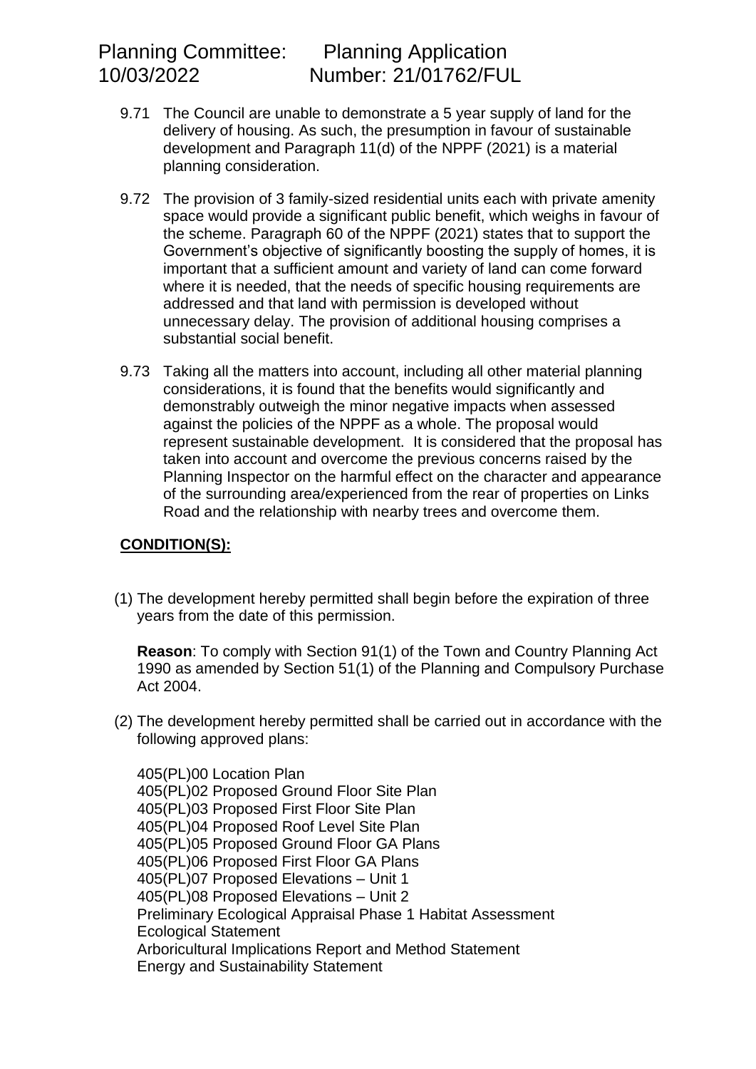9.71 The Council are unable to demonstrate a 5 year supply of land for the delivery of housing. As such, the presumption in favour of sustainable development and Paragraph 11(d) of the NPPF (2021) is a material planning consideration.

9.72 The provision of 3 family-sized residential units each with private amenity space would provide a significant public benefit, which weighs in favour of the scheme. Paragraph 60 of the NPPF (2021) states that to support the Government's objective of significantly boosting the supply of homes, it is important that a sufficient amount and variety of land can come forward where it is needed, that the needs of specific housing requirements are addressed and that land with permission is developed without unnecessary delay. The provision of additional housing comprises a substantial social benefit.

9.73 Taking all the matters into account, including all other material planning considerations, it is found that the benefits would significantly and demonstrably outweigh the minor negative impacts when assessed against the policies of the NPPF as a whole. The proposal would represent sustainable development. It is considered that the proposal has taken into account and overcome the previous concerns raised by the Planning Inspector on the harmful effect on the character and appearance of the surrounding area/experienced from the rear of properties on Links Road and the relationship with nearby trees and overcome them.

**CONDITION(S):**

(1) The development hereby permitted shall begin before the expiration of three years from the date of this permission.

**Reason**: To comply with Section 91(1) of the Town and Country Planning Act 1990 as amended by Section 51(1) of the Planning and Compulsory Purchase Act 2004.

(2) The development hereby permitted shall be carried out in accordance with the following approved plans:

405(PL)00 Location Plan
405(PL)02 Proposed Ground Floor Site Plan
405(PL)03 Proposed First Floor Site Plan
405(PL)04 Proposed Roof Level Site Plan
405(PL)05 Proposed Ground Floor GA Plans
405(PL)06 Proposed First Floor GA Plans
405(PL)07 Proposed Elevations – Unit 1
405(PL)08 Proposed Elevations – Unit 2
Preliminary Ecological Appraisal Phase 1 Habitat Assessment
Ecological Statement
Arboricultural Implications Report and Method Statement
Energy and Sustainability Statement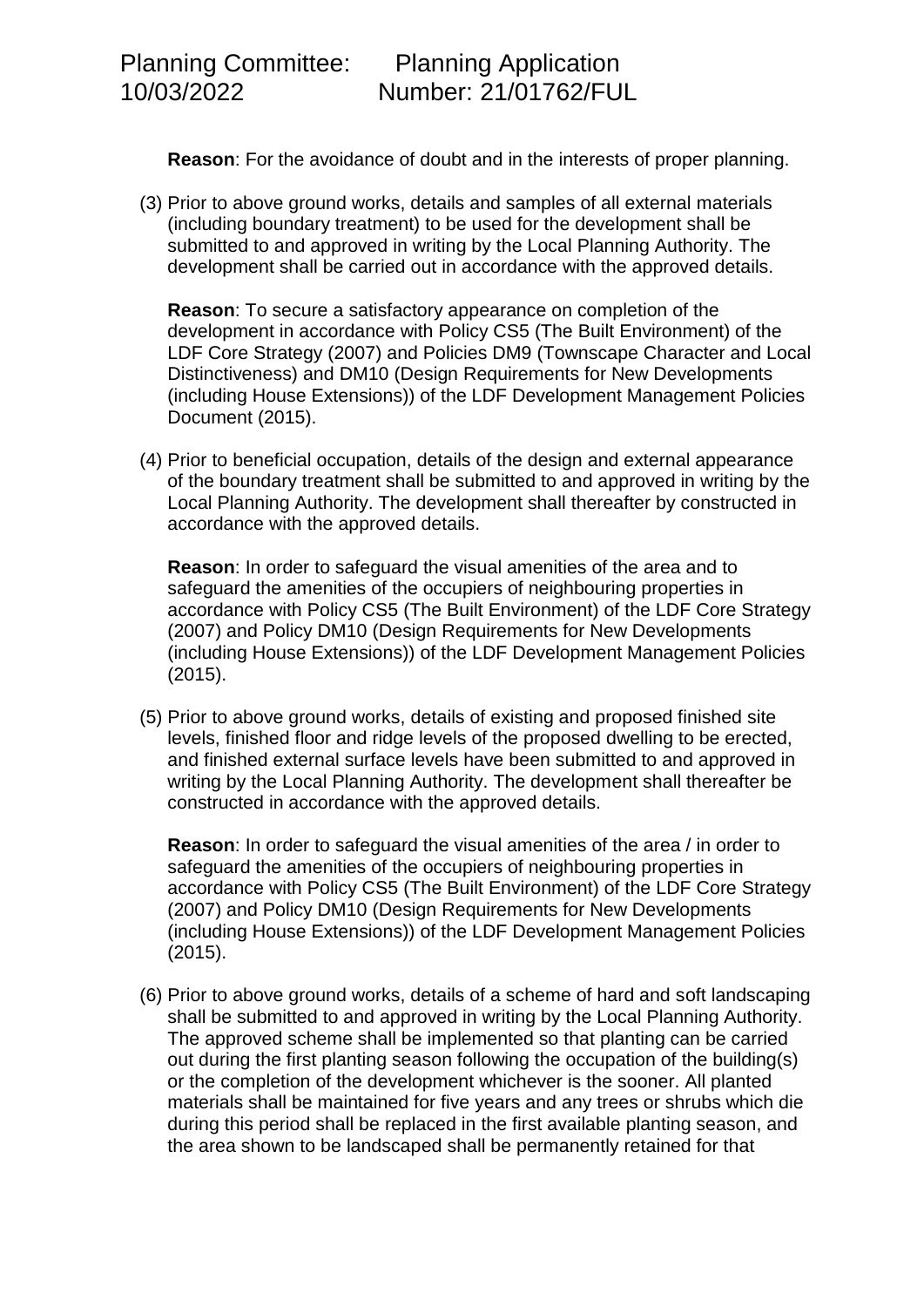**Reason**: For the avoidance of doubt and in the interests of proper planning.

(3) Prior to above ground works, details and samples of all external materials (including boundary treatment) to be used for the development shall be submitted to and approved in writing by the Local Planning Authority. The development shall be carried out in accordance with the approved details.

**Reason**: To secure a satisfactory appearance on completion of the development in accordance with Policy CS5 (The Built Environment) of the LDF Core Strategy (2007) and Policies DM9 (Townscape Character and Local Distinctiveness) and DM10 (Design Requirements for New Developments (including House Extensions)) of the LDF Development Management Policies Document (2015).

(4) Prior to beneficial occupation, details of the design and external appearance of the boundary treatment shall be submitted to and approved in writing by the Local Planning Authority. The development shall thereafter by constructed in accordance with the approved details.

**Reason**: In order to safeguard the visual amenities of the area and to safeguard the amenities of the occupiers of neighbouring properties in accordance with Policy CS5 (The Built Environment) of the LDF Core Strategy (2007) and Policy DM10 (Design Requirements for New Developments (including House Extensions)) of the LDF Development Management Policies (2015).

(5) Prior to above ground works, details of existing and proposed finished site levels, finished floor and ridge levels of the proposed dwelling to be erected, and finished external surface levels have been submitted to and approved in writing by the Local Planning Authority. The development shall thereafter be constructed in accordance with the approved details.

**Reason**: In order to safeguard the visual amenities of the area / in order to safeguard the amenities of the occupiers of neighbouring properties in accordance with Policy CS5 (The Built Environment) of the LDF Core Strategy (2007) and Policy DM10 (Design Requirements for New Developments (including House Extensions)) of the LDF Development Management Policies (2015).

(6) Prior to above ground works, details of a scheme of hard and soft landscaping shall be submitted to and approved in writing by the Local Planning Authority. The approved scheme shall be implemented so that planting can be carried out during the first planting season following the occupation of the building(s) or the completion of the development whichever is the sooner. All planted materials shall be maintained for five years and any trees or shrubs which die during this period shall be replaced in the first available planting season, and the area shown to be landscaped shall be permanently retained for that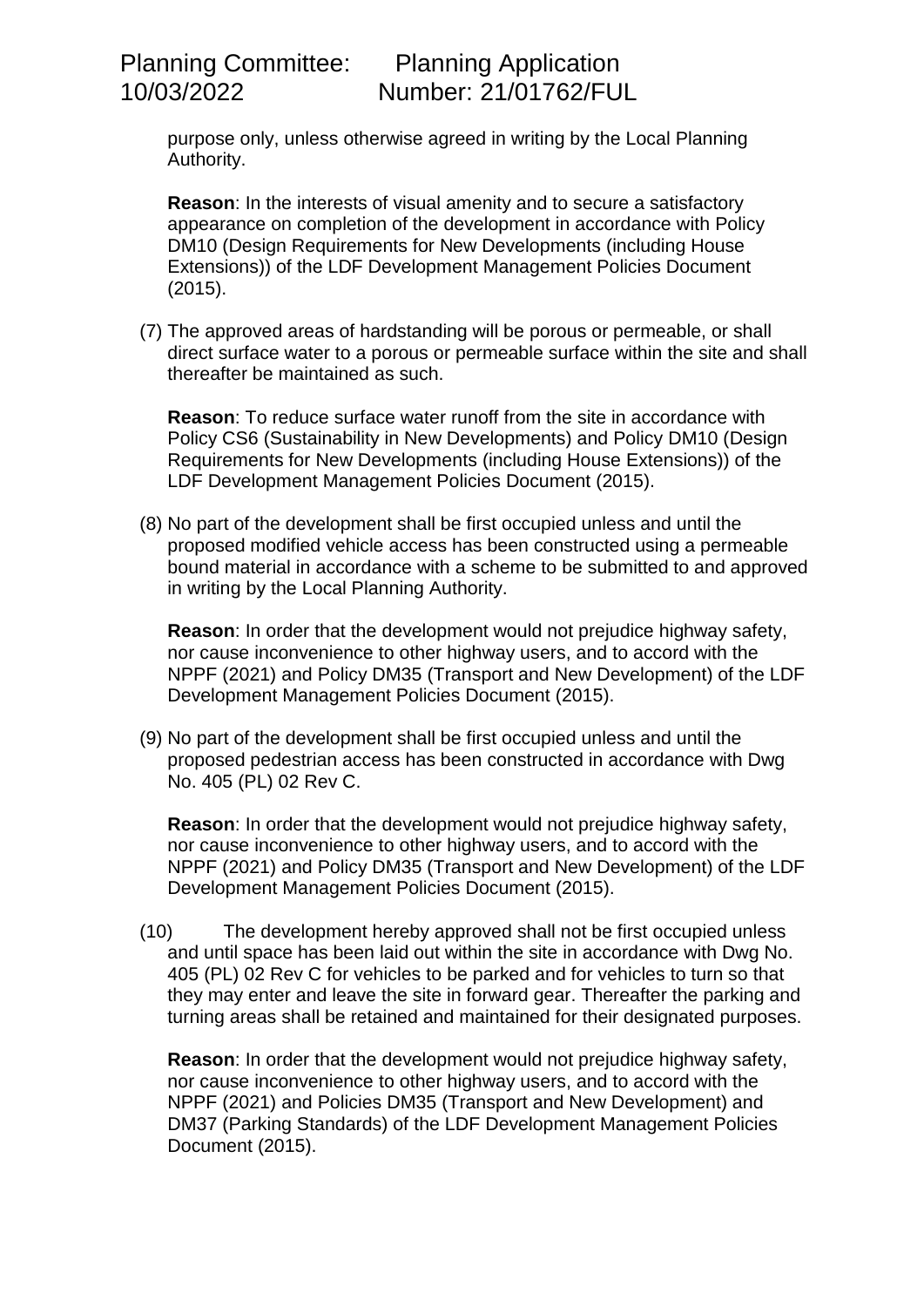purpose only, unless otherwise agreed in writing by the Local Planning Authority.

**Reason**: In the interests of visual amenity and to secure a satisfactory appearance on completion of the development in accordance with Policy DM10 (Design Requirements for New Developments (including House Extensions)) of the LDF Development Management Policies Document (2015).

(7) The approved areas of hardstanding will be porous or permeable, or shall direct surface water to a porous or permeable surface within the site and shall thereafter be maintained as such.

**Reason**: To reduce surface water runoff from the site in accordance with Policy CS6 (Sustainability in New Developments) and Policy DM10 (Design Requirements for New Developments (including House Extensions)) of the LDF Development Management Policies Document (2015).

(8) No part of the development shall be first occupied unless and until the proposed modified vehicle access has been constructed using a permeable bound material in accordance with a scheme to be submitted to and approved in writing by the Local Planning Authority.

**Reason**: In order that the development would not prejudice highway safety, nor cause inconvenience to other highway users, and to accord with the NPPF (2021) and Policy DM35 (Transport and New Development) of the LDF Development Management Policies Document (2015).

(9) No part of the development shall be first occupied unless and until the proposed pedestrian access has been constructed in accordance with Dwg No. 405 (PL) 02 Rev C.

**Reason**: In order that the development would not prejudice highway safety, nor cause inconvenience to other highway users, and to accord with the NPPF (2021) and Policy DM35 (Transport and New Development) of the LDF Development Management Policies Document (2015).

(10) The development hereby approved shall not be first occupied unless and until space has been laid out within the site in accordance with Dwg No. 405 (PL) 02 Rev C for vehicles to be parked and for vehicles to turn so that they may enter and leave the site in forward gear. Thereafter the parking and turning areas shall be retained and maintained for their designated purposes.

**Reason**: In order that the development would not prejudice highway safety, nor cause inconvenience to other highway users, and to accord with the NPPF (2021) and Policies DM35 (Transport and New Development) and DM37 (Parking Standards) of the LDF Development Management Policies Document (2015).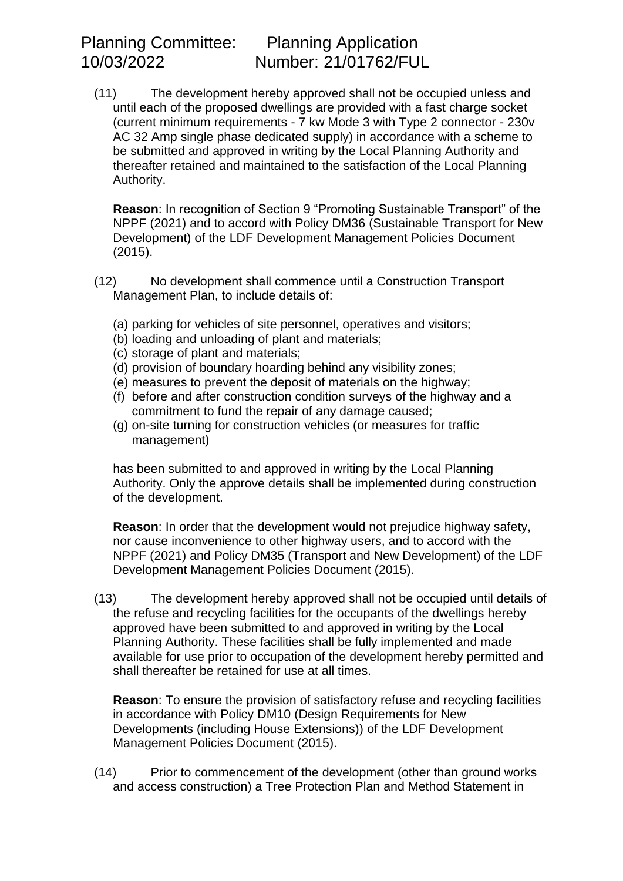(11) The development hereby approved shall not be occupied unless and until each of the proposed dwellings are provided with a fast charge socket (current minimum requirements - 7 kw Mode 3 with Type 2 connector - 230v AC 32 Amp single phase dedicated supply) in accordance with a scheme to be submitted and approved in writing by the Local Planning Authority and thereafter retained and maintained to the satisfaction of the Local Planning Authority.

**Reason**: In recognition of Section 9 "Promoting Sustainable Transport" of the NPPF (2021) and to accord with Policy DM36 (Sustainable Transport for New Development) of the LDF Development Management Policies Document (2015).

(12) No development shall commence until a Construction Transport Management Plan, to include details of:

(a) parking for vehicles of site personnel, operatives and visitors;
(b) loading and unloading of plant and materials;
(c) storage of plant and materials;
(d) provision of boundary hoarding behind any visibility zones;
(e) measures to prevent the deposit of materials on the highway;
(f) before and after construction condition surveys of the highway and a commitment to fund the repair of any damage caused;
(g) on-site turning for construction vehicles (or measures for traffic management)

has been submitted to and approved in writing by the Local Planning Authority. Only the approve details shall be implemented during construction of the development.

**Reason**: In order that the development would not prejudice highway safety, nor cause inconvenience to other highway users, and to accord with the NPPF (2021) and Policy DM35 (Transport and New Development) of the LDF Development Management Policies Document (2015).

(13) The development hereby approved shall not be occupied until details of the refuse and recycling facilities for the occupants of the dwellings hereby approved have been submitted to and approved in writing by the Local Planning Authority. These facilities shall be fully implemented and made available for use prior to occupation of the development hereby permitted and shall thereafter be retained for use at all times.

**Reason**: To ensure the provision of satisfactory refuse and recycling facilities in accordance with Policy DM10 (Design Requirements for New Developments (including House Extensions)) of the LDF Development Management Policies Document (2015).

(14) Prior to commencement of the development (other than ground works and access construction) a Tree Protection Plan and Method Statement in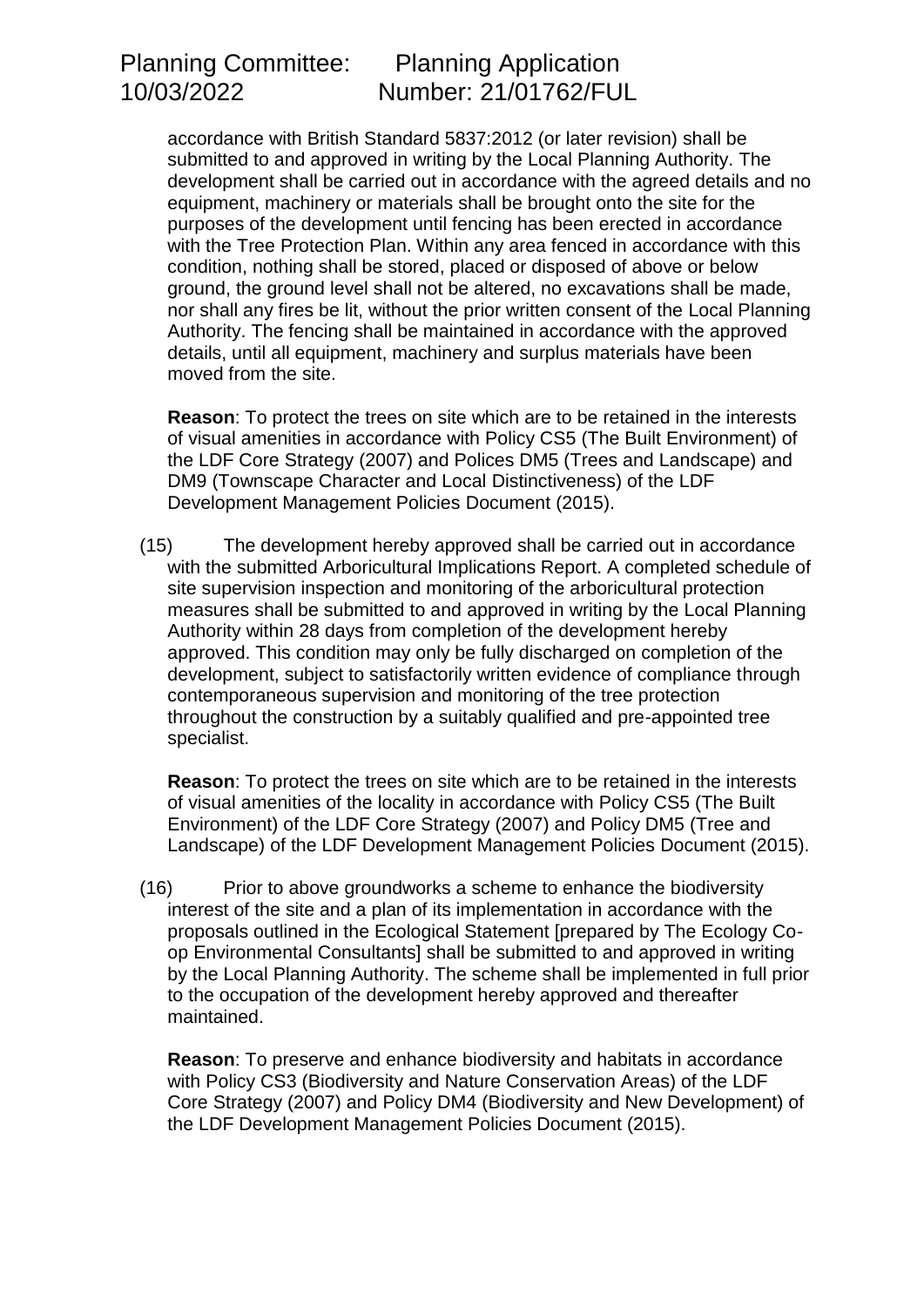accordance with British Standard 5837:2012 (or later revision) shall be submitted to and approved in writing by the Local Planning Authority. The development shall be carried out in accordance with the agreed details and no equipment, machinery or materials shall be brought onto the site for the purposes of the development until fencing has been erected in accordance with the Tree Protection Plan. Within any area fenced in accordance with this condition, nothing shall be stored, placed or disposed of above or below ground, the ground level shall not be altered, no excavations shall be made, nor shall any fires be lit, without the prior written consent of the Local Planning Authority. The fencing shall be maintained in accordance with the approved details, until all equipment, machinery and surplus materials have been moved from the site.

**Reason**: To protect the trees on site which are to be retained in the interests of visual amenities in accordance with Policy CS5 (The Built Environment) of the LDF Core Strategy (2007) and Polices DM5 (Trees and Landscape) and DM9 (Townscape Character and Local Distinctiveness) of the LDF Development Management Policies Document (2015).

(15) The development hereby approved shall be carried out in accordance with the submitted Arboricultural Implications Report. A completed schedule of site supervision inspection and monitoring of the arboricultural protection measures shall be submitted to and approved in writing by the Local Planning Authority within 28 days from completion of the development hereby approved. This condition may only be fully discharged on completion of the development, subject to satisfactorily written evidence of compliance through contemporaneous supervision and monitoring of the tree protection throughout the construction by a suitably qualified and pre-appointed tree specialist.

**Reason**: To protect the trees on site which are to be retained in the interests of visual amenities of the locality in accordance with Policy CS5 (The Built Environment) of the LDF Core Strategy (2007) and Policy DM5 (Tree and Landscape) of the LDF Development Management Policies Document (2015).

(16) Prior to above groundworks a scheme to enhance the biodiversity interest of the site and a plan of its implementation in accordance with the proposals outlined in the Ecological Statement [prepared by The Ecology Co-op Environmental Consultants] shall be submitted to and approved in writing by the Local Planning Authority. The scheme shall be implemented in full prior to the occupation of the development hereby approved and thereafter maintained.

**Reason**: To preserve and enhance biodiversity and habitats in accordance with Policy CS3 (Biodiversity and Nature Conservation Areas) of the LDF Core Strategy (2007) and Policy DM4 (Biodiversity and New Development) of the LDF Development Management Policies Document (2015).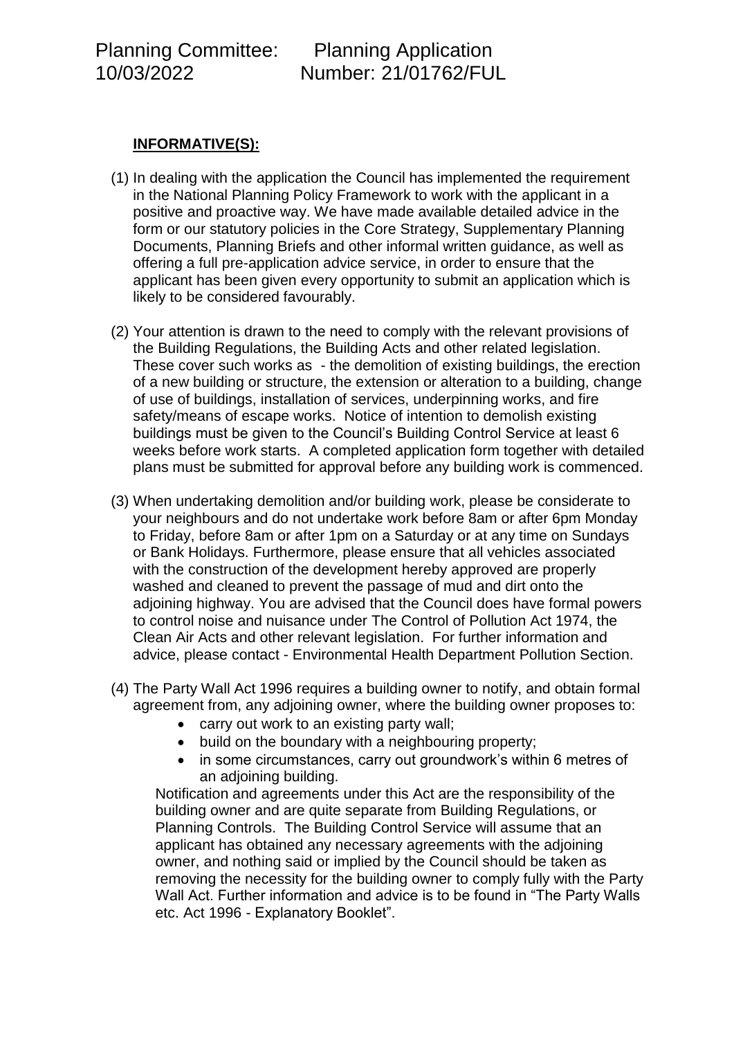**INFORMATIVE(S):**

(1) In dealing with the application the Council has implemented the requirement in the National Planning Policy Framework to work with the applicant in a positive and proactive way. We have made available detailed advice in the form or our statutory policies in the Core Strategy, Supplementary Planning Documents, Planning Briefs and other informal written guidance, as well as offering a full pre-application advice service, in order to ensure that the applicant has been given every opportunity to submit an application which is likely to be considered favourably.

(2) Your attention is drawn to the need to comply with the relevant provisions of the Building Regulations, the Building Acts and other related legislation. These cover such works as - the demolition of existing buildings, the erection of a new building or structure, the extension or alteration to a building, change of use of buildings, installation of services, underpinning works, and fire safety/means of escape works. Notice of intention to demolish existing buildings must be given to the Council's Building Control Service at least 6 weeks before work starts. A completed application form together with detailed plans must be submitted for approval before any building work is commenced.

(3) When undertaking demolition and/or building work, please be considerate to your neighbours and do not undertake work before 8am or after 6pm Monday to Friday, before 8am or after 1pm on a Saturday or at any time on Sundays or Bank Holidays. Furthermore, please ensure that all vehicles associated with the construction of the development hereby approved are properly washed and cleaned to prevent the passage of mud and dirt onto the adjoining highway. You are advised that the Council does have formal powers to control noise and nuisance under The Control of Pollution Act 1974, the Clean Air Acts and other relevant legislation. For further information and advice, please contact - Environmental Health Department Pollution Section.

(4) The Party Wall Act 1996 requires a building owner to notify, and obtain formal agreement from, any adjoining owner, where the building owner proposes to:

- carry out work to an existing party wall;
- build on the boundary with a neighbouring property;
- in some circumstances, carry out groundwork's within 6 metres of an adjoining building.

Notification and agreements under this Act are the responsibility of the building owner and are quite separate from Building Regulations, or Planning Controls. The Building Control Service will assume that an applicant has obtained any necessary agreements with the adjoining owner, and nothing said or implied by the Council should be taken as removing the necessity for the building owner to comply fully with the Party Wall Act. Further information and advice is to be found in "The Party Walls etc. Act 1996 - Explanatory Booklet".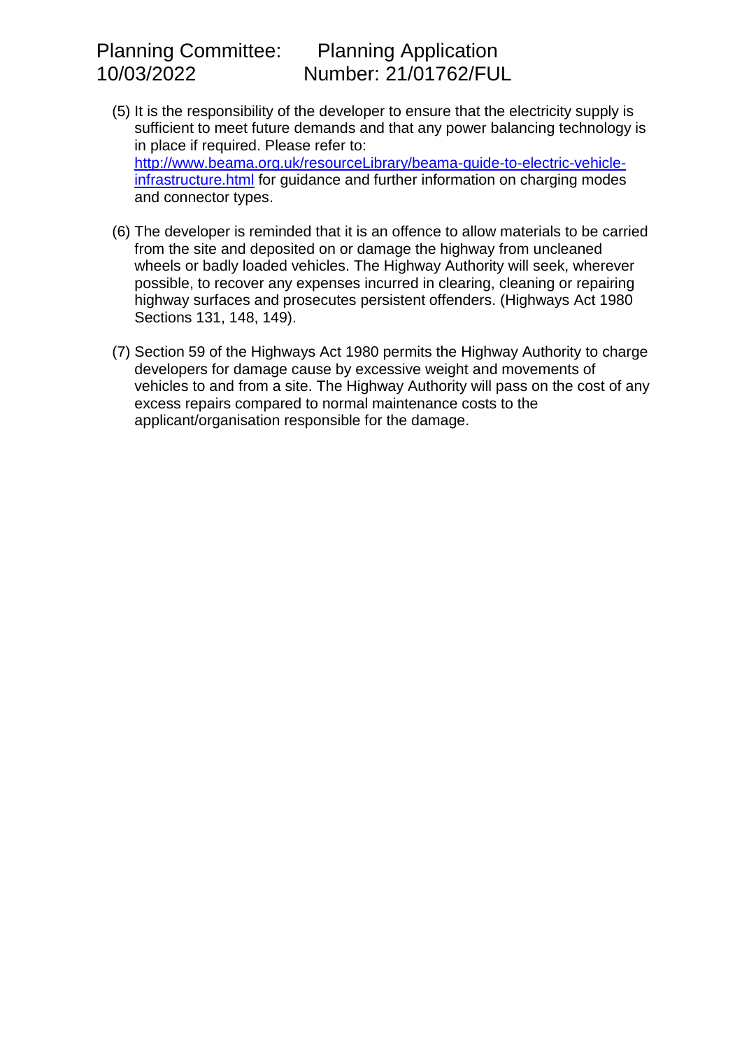(5) It is the responsibility of the developer to ensure that the electricity supply is sufficient to meet future demands and that any power balancing technology is in place if required. Please refer to: [http://www.beama.org.uk/resourceLibrary/beama-guide-to-electric-vehicle-infrastructure.html](http://www.beama.org.uk/resourceLibrary/beama-guide-to-electric-vehicle-infrastructure.html) for guidance and further information on charging modes and connector types.

(6) The developer is reminded that it is an offence to allow materials to be carried from the site and deposited on or damage the highway from uncleaned wheels or badly loaded vehicles. The Highway Authority will seek, wherever possible, to recover any expenses incurred in clearing, cleaning or repairing highway surfaces and prosecutes persistent offenders. (Highways Act 1980 Sections 131, 148, 149).

(7) Section 59 of the Highways Act 1980 permits the Highway Authority to charge developers for damage cause by excessive weight and movements of vehicles to and from a site. The Highway Authority will pass on the cost of any excess repairs compared to normal maintenance costs to the applicant/organisation responsible for the damage.